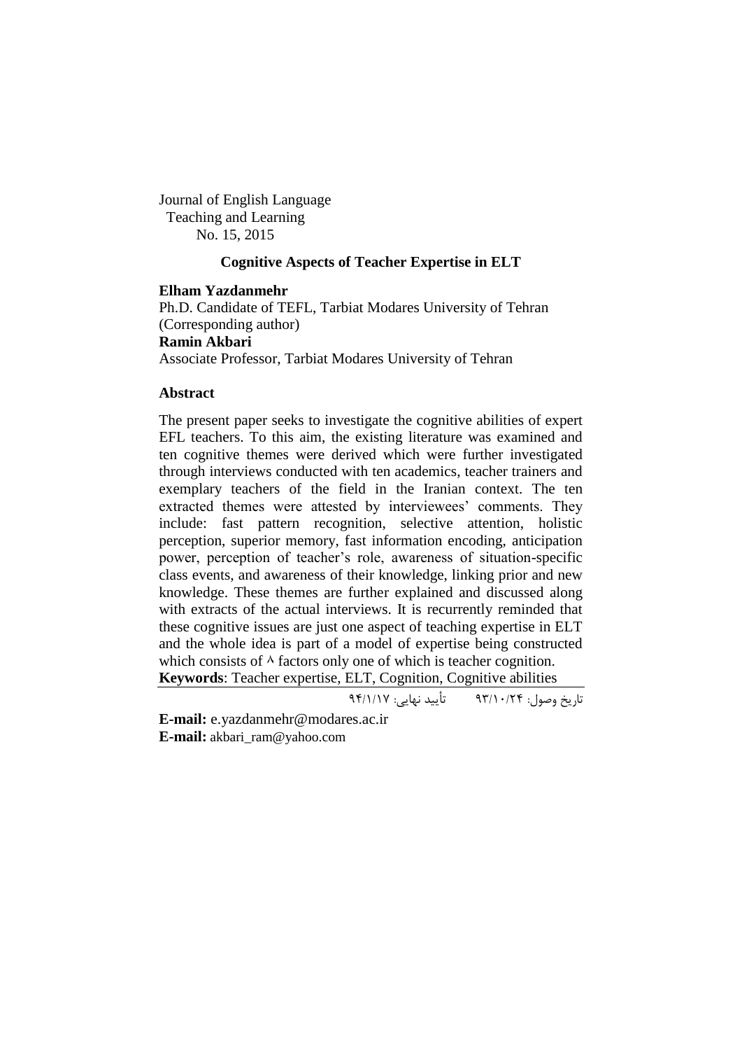Journal of English Language
Teaching and Learning
No. 15, 2015

# Cognitive Aspects of Teacher Expertise in ELT

**Elham Yazdanmehr**
Ph.D. Candidate of TEFL, Tarbiat Modares University of Tehran
(Corresponding author)

**Ramin Akbari**
Associate Professor, Tarbiat Modares University of Tehran

## Abstract

The present paper seeks to investigate the cognitive abilities of expert EFL teachers. To this aim, the existing literature was examined and ten cognitive themes were derived which were further investigated through interviews conducted with ten academics, teacher trainers and exemplary teachers of the field in the Iranian context. The ten extracted themes were attested by interviewees' comments. They include: fast pattern recognition, selective attention, holistic perception, superior memory, fast information encoding, anticipation power, perception of teacher's role, awareness of situation-specific class events, and awareness of their knowledge, linking prior and new knowledge. These themes are further explained and discussed along with extracts of the actual interviews. It is recurrently reminded that these cognitive issues are just one aspect of teaching expertise in ELT and the whole idea is part of a model of expertise being constructed which consists of ۸ factors only one of which is teacher cognition.

**Keywords**: Teacher expertise, ELT, Cognition, Cognitive abilities

تاریخ وصول: ۹۳/۱۰/۲۴ تأیید نهایی: ۹۴/۱/۱۷

**E-mail:** e.yazdanmehr@modares.ac.ir
**E-mail:** akbari_ram@yahoo.com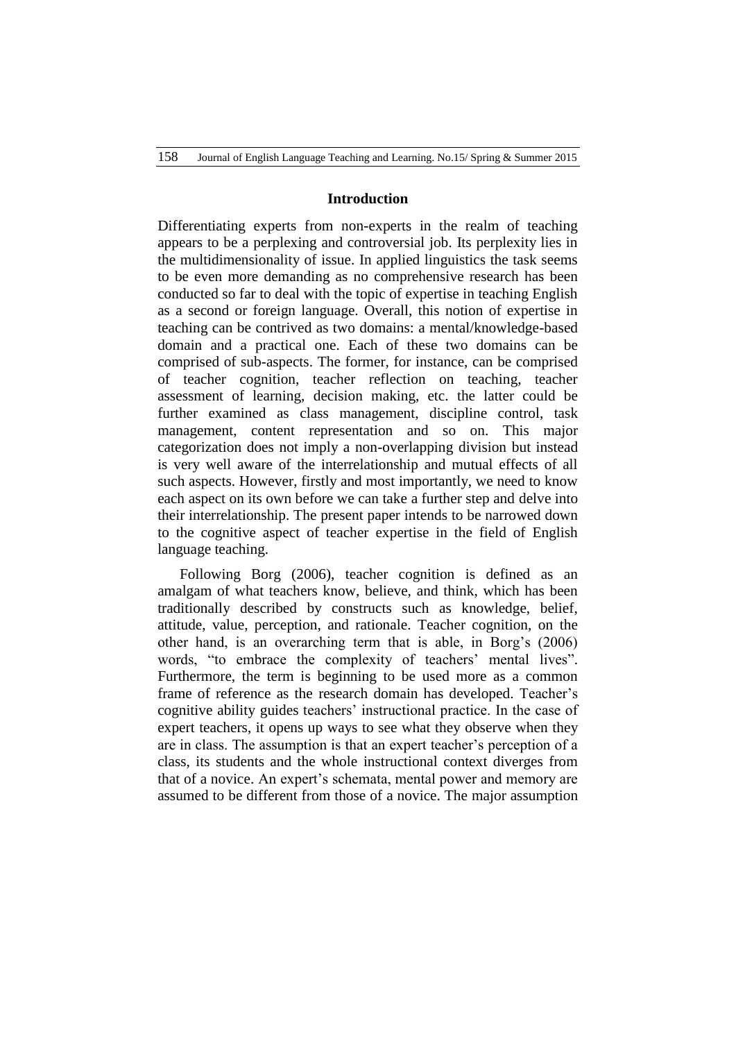## Introduction

Differentiating experts from non-experts in the realm of teaching appears to be a perplexing and controversial job. Its perplexity lies in the multidimensionality of issue. In applied linguistics the task seems to be even more demanding as no comprehensive research has been conducted so far to deal with the topic of expertise in teaching English as a second or foreign language. Overall, this notion of expertise in teaching can be contrived as two domains: a mental/knowledge-based domain and a practical one. Each of these two domains can be comprised of sub-aspects. The former, for instance, can be comprised of teacher cognition, teacher reflection on teaching, teacher assessment of learning, decision making, etc. the latter could be further examined as class management, discipline control, task management, content representation and so on. This major categorization does not imply a non-overlapping division but instead is very well aware of the interrelationship and mutual effects of all such aspects. However, firstly and most importantly, we need to know each aspect on its own before we can take a further step and delve into their interrelationship. The present paper intends to be narrowed down to the cognitive aspect of teacher expertise in the field of English language teaching.

Following Borg (2006), teacher cognition is defined as an amalgam of what teachers know, believe, and think, which has been traditionally described by constructs such as knowledge, belief, attitude, value, perception, and rationale. Teacher cognition, on the other hand, is an overarching term that is able, in Borg's (2006) words, "to embrace the complexity of teachers' mental lives". Furthermore, the term is beginning to be used more as a common frame of reference as the research domain has developed. Teacher's cognitive ability guides teachers' instructional practice. In the case of expert teachers, it opens up ways to see what they observe when they are in class. The assumption is that an expert teacher's perception of a class, its students and the whole instructional context diverges from that of a novice. An expert's schemata, mental power and memory are assumed to be different from those of a novice. The major assumption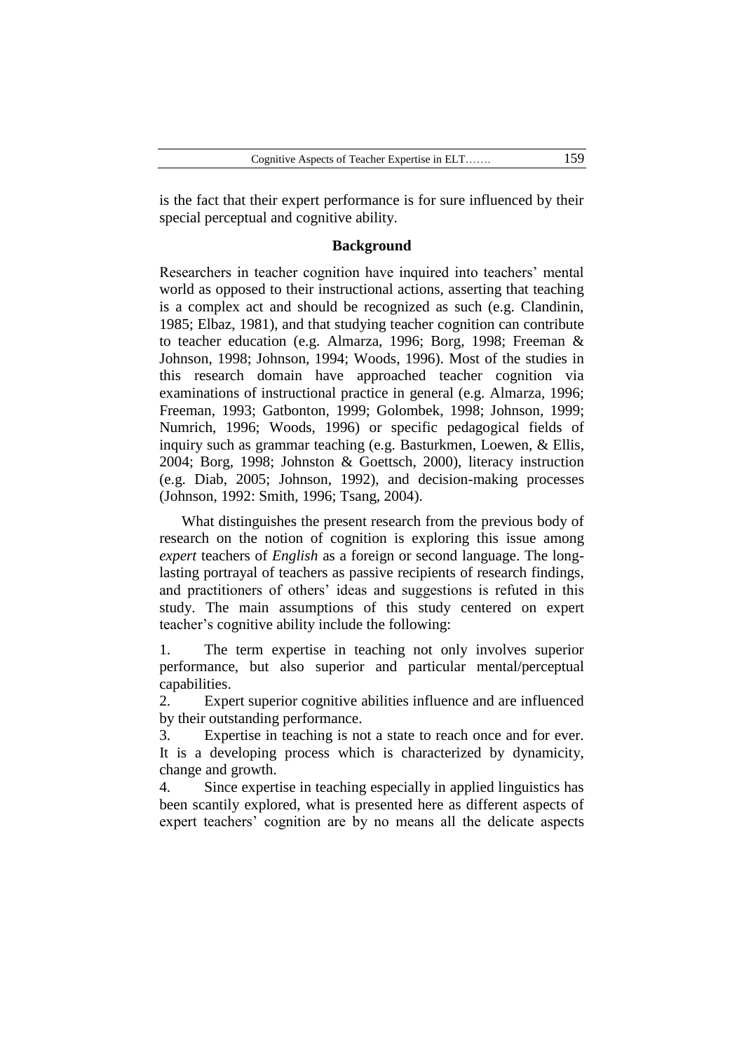is the fact that their expert performance is for sure influenced by their special perceptual and cognitive ability.

## Background

Researchers in teacher cognition have inquired into teachers' mental world as opposed to their instructional actions, asserting that teaching is a complex act and should be recognized as such (e.g. Clandinin, 1985; Elbaz, 1981), and that studying teacher cognition can contribute to teacher education (e.g. Almarza, 1996; Borg, 1998; Freeman & Johnson, 1998; Johnson, 1994; Woods, 1996). Most of the studies in this research domain have approached teacher cognition via examinations of instructional practice in general (e.g. Almarza, 1996; Freeman, 1993; Gatbonton, 1999; Golombek, 1998; Johnson, 1999; Numrich, 1996; Woods, 1996) or specific pedagogical fields of inquiry such as grammar teaching (e.g. Basturkmen, Loewen, & Ellis, 2004; Borg, 1998; Johnston & Goettsch, 2000), literacy instruction (e.g. Diab, 2005; Johnson, 1992), and decision-making processes (Johnson, 1992: Smith, 1996; Tsang, 2004).

What distinguishes the present research from the previous body of research on the notion of cognition is exploring this issue among *expert* teachers of *English* as a foreign or second language. The long-lasting portrayal of teachers as passive recipients of research findings, and practitioners of others' ideas and suggestions is refuted in this study. The main assumptions of this study centered on expert teacher's cognitive ability include the following:

1. The term expertise in teaching not only involves superior performance, but also superior and particular mental/perceptual capabilities.
2. Expert superior cognitive abilities influence and are influenced by their outstanding performance.
3. Expertise in teaching is not a state to reach once and for ever. It is a developing process which is characterized by dynamicity, change and growth.
4. Since expertise in teaching especially in applied linguistics has been scantily explored, what is presented here as different aspects of expert teachers' cognition are by no means all the delicate aspects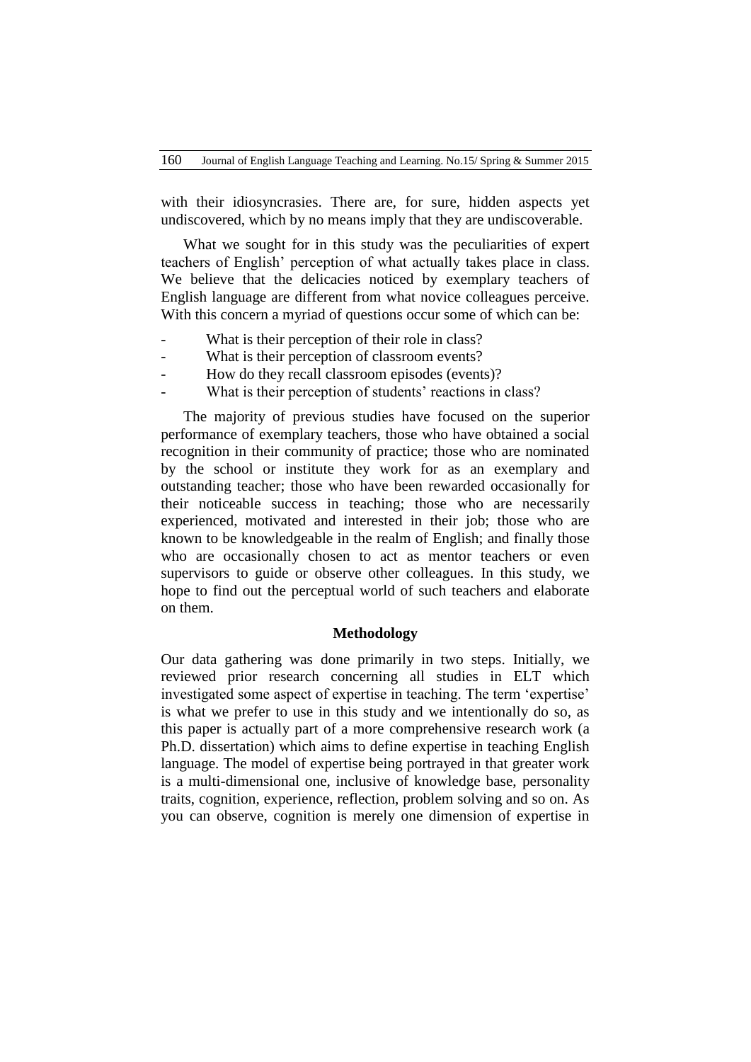with their idiosyncrasies. There are, for sure, hidden aspects yet undiscovered, which by no means imply that they are undiscoverable.

What we sought for in this study was the peculiarities of expert teachers of English' perception of what actually takes place in class. We believe that the delicacies noticed by exemplary teachers of English language are different from what novice colleagues perceive. With this concern a myriad of questions occur some of which can be:

- What is their perception of their role in class?
- What is their perception of classroom events?
- How do they recall classroom episodes (events)?
- What is their perception of students' reactions in class?

The majority of previous studies have focused on the superior performance of exemplary teachers, those who have obtained a social recognition in their community of practice; those who are nominated by the school or institute they work for as an exemplary and outstanding teacher; those who have been rewarded occasionally for their noticeable success in teaching; those who are necessarily experienced, motivated and interested in their job; those who are known to be knowledgeable in the realm of English; and finally those who are occasionally chosen to act as mentor teachers or even supervisors to guide or observe other colleagues. In this study, we hope to find out the perceptual world of such teachers and elaborate on them.

## Methodology

Our data gathering was done primarily in two steps. Initially, we reviewed prior research concerning all studies in ELT which investigated some aspect of expertise in teaching. The term 'expertise' is what we prefer to use in this study and we intentionally do so, as this paper is actually part of a more comprehensive research work (a Ph.D. dissertation) which aims to define expertise in teaching English language. The model of expertise being portrayed in that greater work is a multi-dimensional one, inclusive of knowledge base, personality traits, cognition, experience, reflection, problem solving and so on. As you can observe, cognition is merely one dimension of expertise in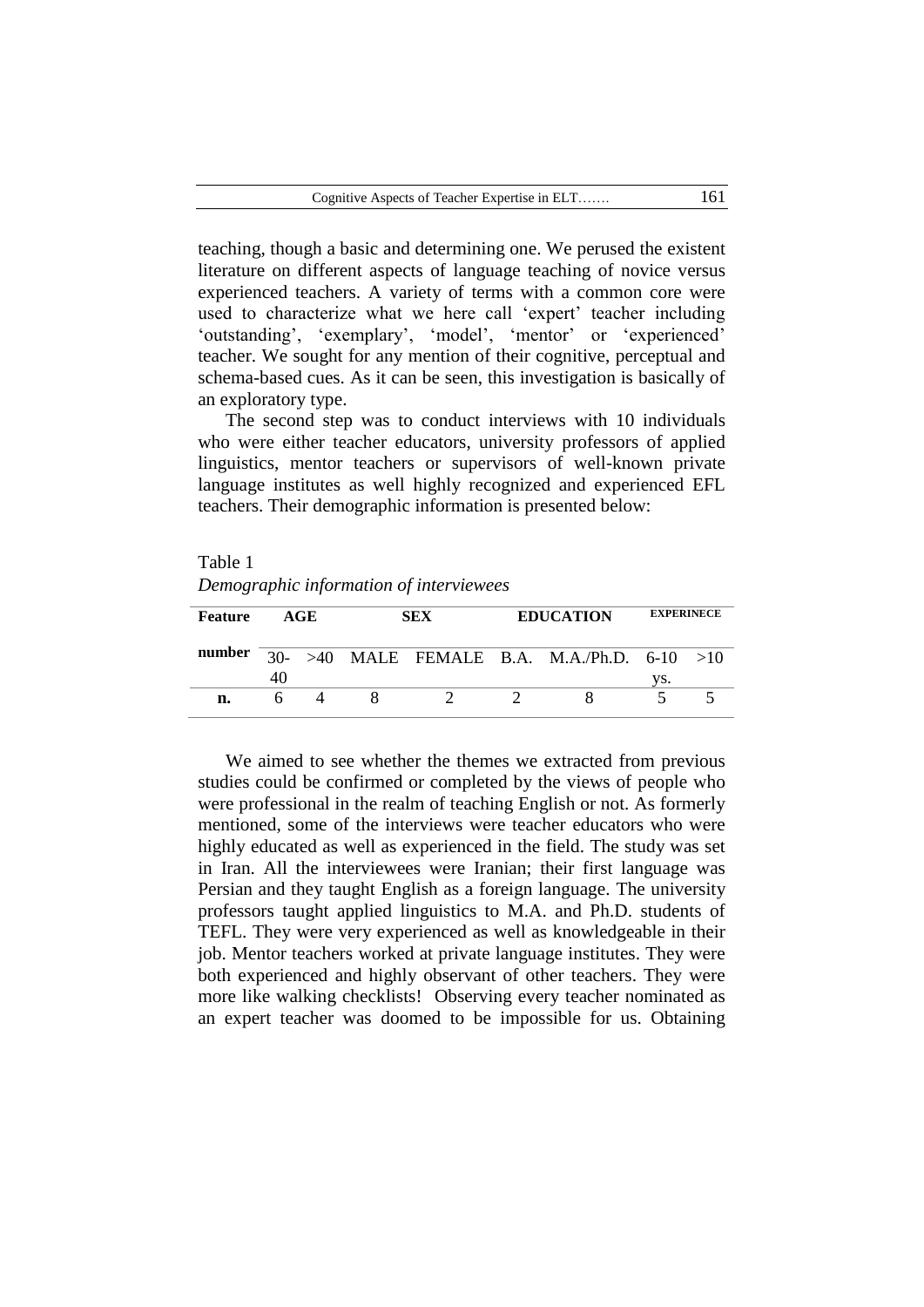teaching, though a basic and determining one. We perused the existent literature on different aspects of language teaching of novice versus experienced teachers. A variety of terms with a common core were used to characterize what we here call 'expert' teacher including 'outstanding', 'exemplary', 'model', 'mentor' or 'experienced' teacher. We sought for any mention of their cognitive, perceptual and schema-based cues. As it can be seen, this investigation is basically of an exploratory type.

The second step was to conduct interviews with 10 individuals who were either teacher educators, university professors of applied linguistics, mentor teachers or supervisors of well-known private language institutes as well highly recognized and experienced EFL teachers. Their demographic information is presented below:

Table 1
*Demographic information of interviewees*

| Feature | AGE | | SEX | | EDUCATION | | EXPERINECE | |
|---|---|---|---|---|---|---|---|---|
| number | 30-40 | >40 | MALE | FEMALE | B.A. | M.A./Ph.D. | 6-10 ys. | >10 |
| n. | 6 | 4 | 8 | 2 | 2 | 8 | 5 | 5 |

We aimed to see whether the themes we extracted from previous studies could be confirmed or completed by the views of people who were professional in the realm of teaching English or not. As formerly mentioned, some of the interviews were teacher educators who were highly educated as well as experienced in the field. The study was set in Iran. All the interviewees were Iranian; their first language was Persian and they taught English as a foreign language. The university professors taught applied linguistics to M.A. and Ph.D. students of TEFL. They were very experienced as well as knowledgeable in their job. Mentor teachers worked at private language institutes. They were both experienced and highly observant of other teachers. They were more like walking checklists! Observing every teacher nominated as an expert teacher was doomed to be impossible for us. Obtaining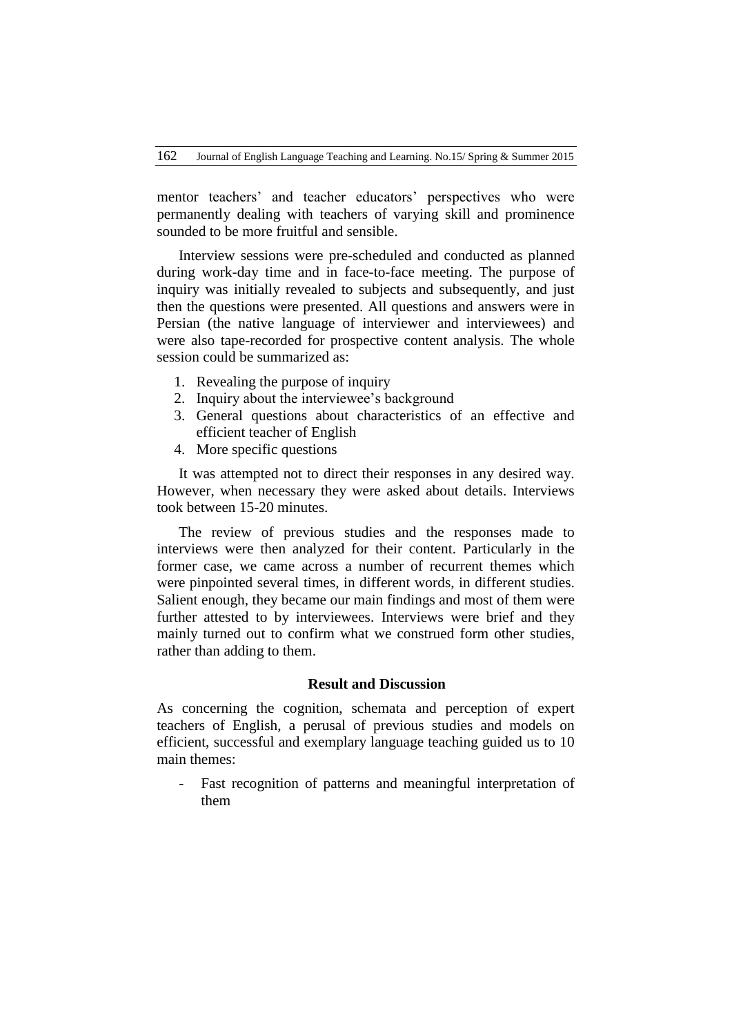mentor teachers' and teacher educators' perspectives who were permanently dealing with teachers of varying skill and prominence sounded to be more fruitful and sensible.

Interview sessions were pre-scheduled and conducted as planned during work-day time and in face-to-face meeting. The purpose of inquiry was initially revealed to subjects and subsequently, and just then the questions were presented. All questions and answers were in Persian (the native language of interviewer and interviewees) and were also tape-recorded for prospective content analysis. The whole session could be summarized as:

1. Revealing the purpose of inquiry
2. Inquiry about the interviewee's background
3. General questions about characteristics of an effective and efficient teacher of English
4. More specific questions

It was attempted not to direct their responses in any desired way. However, when necessary they were asked about details. Interviews took between 15-20 minutes.

The review of previous studies and the responses made to interviews were then analyzed for their content. Particularly in the former case, we came across a number of recurrent themes which were pinpointed several times, in different words, in different studies. Salient enough, they became our main findings and most of them were further attested to by interviewees. Interviews were brief and they mainly turned out to confirm what we construed form other studies, rather than adding to them.

## Result and Discussion

As concerning the cognition, schemata and perception of expert teachers of English, a perusal of previous studies and models on efficient, successful and exemplary language teaching guided us to 10 main themes:

- Fast recognition of patterns and meaningful interpretation of them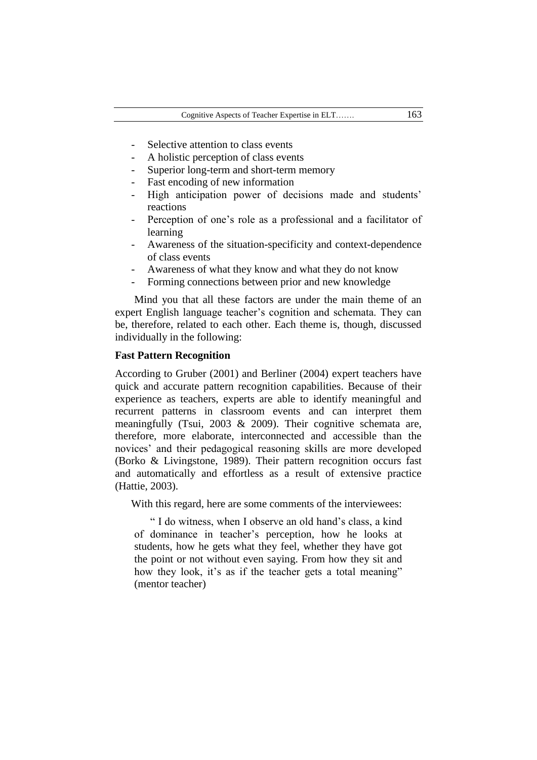- Selective attention to class events
- A holistic perception of class events
- Superior long-term and short-term memory
- Fast encoding of new information
- High anticipation power of decisions made and students' reactions
- Perception of one's role as a professional and a facilitator of learning
- Awareness of the situation-specificity and context-dependence of class events
- Awareness of what they know and what they do not know
- Forming connections between prior and new knowledge

Mind you that all these factors are under the main theme of an expert English language teacher's cognition and schemata. They can be, therefore, related to each other. Each theme is, though, discussed individually in the following:

**Fast Pattern Recognition**

According to Gruber (2001) and Berliner (2004) expert teachers have quick and accurate pattern recognition capabilities. Because of their experience as teachers, experts are able to identify meaningful and recurrent patterns in classroom events and can interpret them meaningfully (Tsui, 2003 & 2009). Their cognitive schemata are, therefore, more elaborate, interconnected and accessible than the novices' and their pedagogical reasoning skills are more developed (Borko & Livingstone, 1989). Their pattern recognition occurs fast and automatically and effortless as a result of extensive practice (Hattie, 2003).

With this regard, here are some comments of the interviewees:

> " I do witness, when I observe an old hand's class, a kind of dominance in teacher's perception, how he looks at students, how he gets what they feel, whether they have got the point or not without even saying. From how they sit and how they look, it's as if the teacher gets a total meaning" (mentor teacher)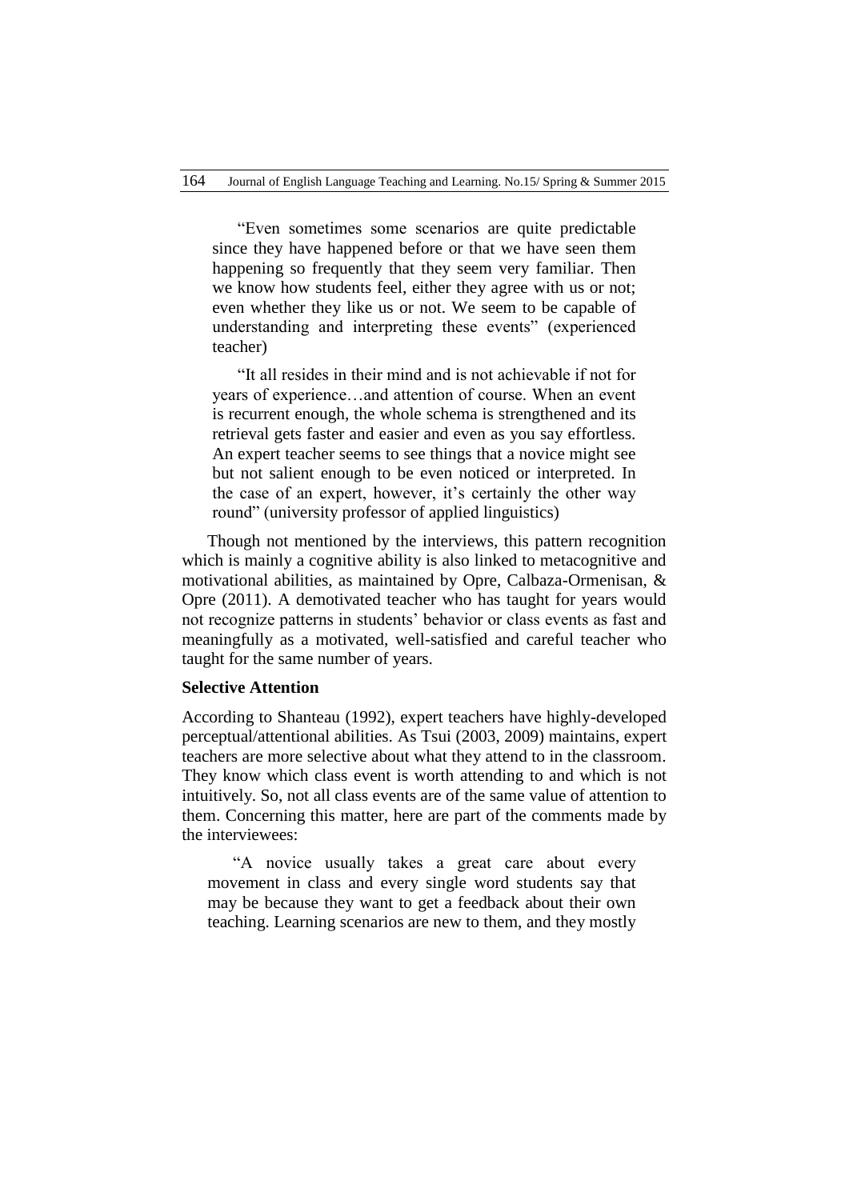> "Even sometimes some scenarios are quite predictable since they have happened before or that we have seen them happening so frequently that they seem very familiar. Then we know how students feel, either they agree with us or not; even whether they like us or not. We seem to be capable of understanding and interpreting these events" (experienced teacher)

> "It all resides in their mind and is not achievable if not for years of experience…and attention of course. When an event is recurrent enough, the whole schema is strengthened and its retrieval gets faster and easier and even as you say effortless. An expert teacher seems to see things that a novice might see but not salient enough to be even noticed or interpreted. In the case of an expert, however, it's certainly the other way round" (university professor of applied linguistics)

Though not mentioned by the interviews, this pattern recognition which is mainly a cognitive ability is also linked to metacognitive and motivational abilities, as maintained by Opre, Calbaza-Ormenisan, & Opre (2011). A demotivated teacher who has taught for years would not recognize patterns in students' behavior or class events as fast and meaningfully as a motivated, well-satisfied and careful teacher who taught for the same number of years.

**Selective Attention**

According to Shanteau (1992), expert teachers have highly-developed perceptual/attentional abilities. As Tsui (2003, 2009) maintains, expert teachers are more selective about what they attend to in the classroom. They know which class event is worth attending to and which is not intuitively. So, not all class events are of the same value of attention to them. Concerning this matter, here are part of the comments made by the interviewees:

> "A novice usually takes a great care about every movement in class and every single word students say that may be because they want to get a feedback about their own teaching. Learning scenarios are new to them, and they mostly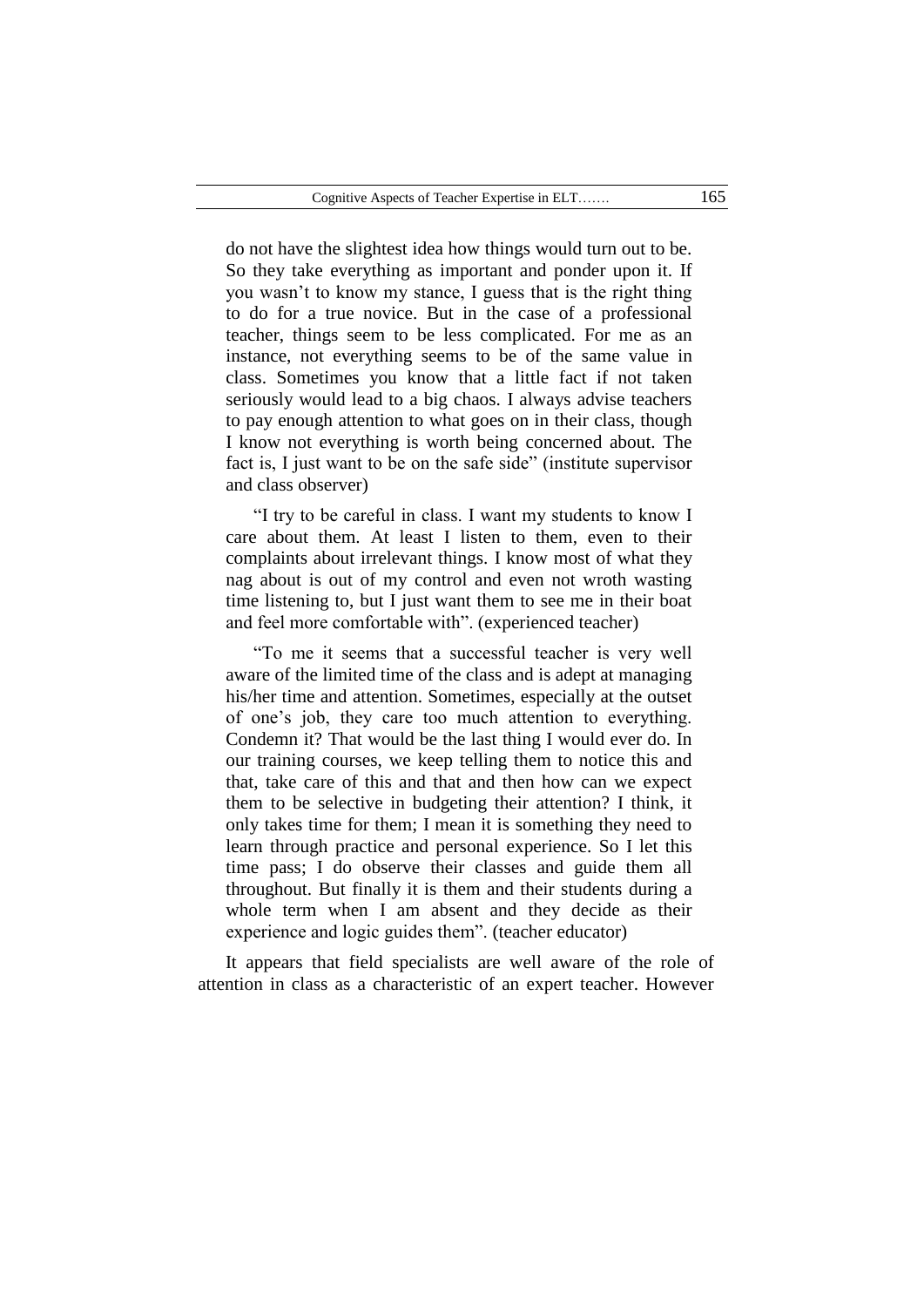do not have the slightest idea how things would turn out to be. So they take everything as important and ponder upon it. If you wasn't to know my stance, I guess that is the right thing to do for a true novice. But in the case of a professional teacher, things seem to be less complicated. For me as an instance, not everything seems to be of the same value in class. Sometimes you know that a little fact if not taken seriously would lead to a big chaos. I always advise teachers to pay enough attention to what goes on in their class, though I know not everything is worth being concerned about. The fact is, I just want to be on the safe side" (institute supervisor and class observer)

"I try to be careful in class. I want my students to know I care about them. At least I listen to them, even to their complaints about irrelevant things. I know most of what they nag about is out of my control and even not wroth wasting time listening to, but I just want them to see me in their boat and feel more comfortable with". (experienced teacher)

"To me it seems that a successful teacher is very well aware of the limited time of the class and is adept at managing his/her time and attention. Sometimes, especially at the outset of one's job, they care too much attention to everything. Condemn it? That would be the last thing I would ever do. In our training courses, we keep telling them to notice this and that, take care of this and that and then how can we expect them to be selective in budgeting their attention? I think, it only takes time for them; I mean it is something they need to learn through practice and personal experience. So I let this time pass; I do observe their classes and guide them all throughout. But finally it is them and their students during a whole term when I am absent and they decide as their experience and logic guides them". (teacher educator)

It appears that field specialists are well aware of the role of attention in class as a characteristic of an expert teacher. However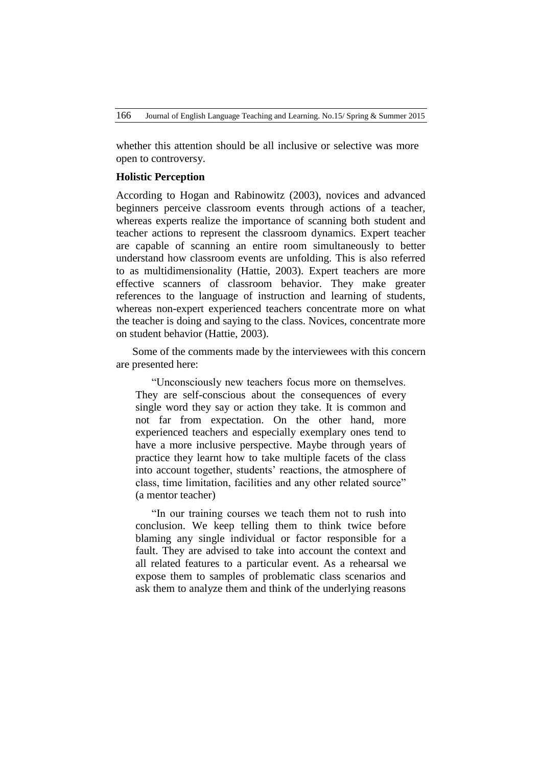whether this attention should be all inclusive or selective was more open to controversy.

### Holistic Perception

According to Hogan and Rabinowitz (2003), novices and advanced beginners perceive classroom events through actions of a teacher, whereas experts realize the importance of scanning both student and teacher actions to represent the classroom dynamics. Expert teacher are capable of scanning an entire room simultaneously to better understand how classroom events are unfolding. This is also referred to as multidimensionality (Hattie, 2003). Expert teachers are more effective scanners of classroom behavior. They make greater references to the language of instruction and learning of students, whereas non-expert experienced teachers concentrate more on what the teacher is doing and saying to the class. Novices, concentrate more on student behavior (Hattie, 2003).

Some of the comments made by the interviewees with this concern are presented here:

> "Unconsciously new teachers focus more on themselves. They are self-conscious about the consequences of every single word they say or action they take. It is common and not far from expectation. On the other hand, more experienced teachers and especially exemplary ones tend to have a more inclusive perspective. Maybe through years of practice they learnt how to take multiple facets of the class into account together, students' reactions, the atmosphere of class, time limitation, facilities and any other related source" (a mentor teacher)

> "In our training courses we teach them not to rush into conclusion. We keep telling them to think twice before blaming any single individual or factor responsible for a fault. They are advised to take into account the context and all related features to a particular event. As a rehearsal we expose them to samples of problematic class scenarios and ask them to analyze them and think of the underlying reasons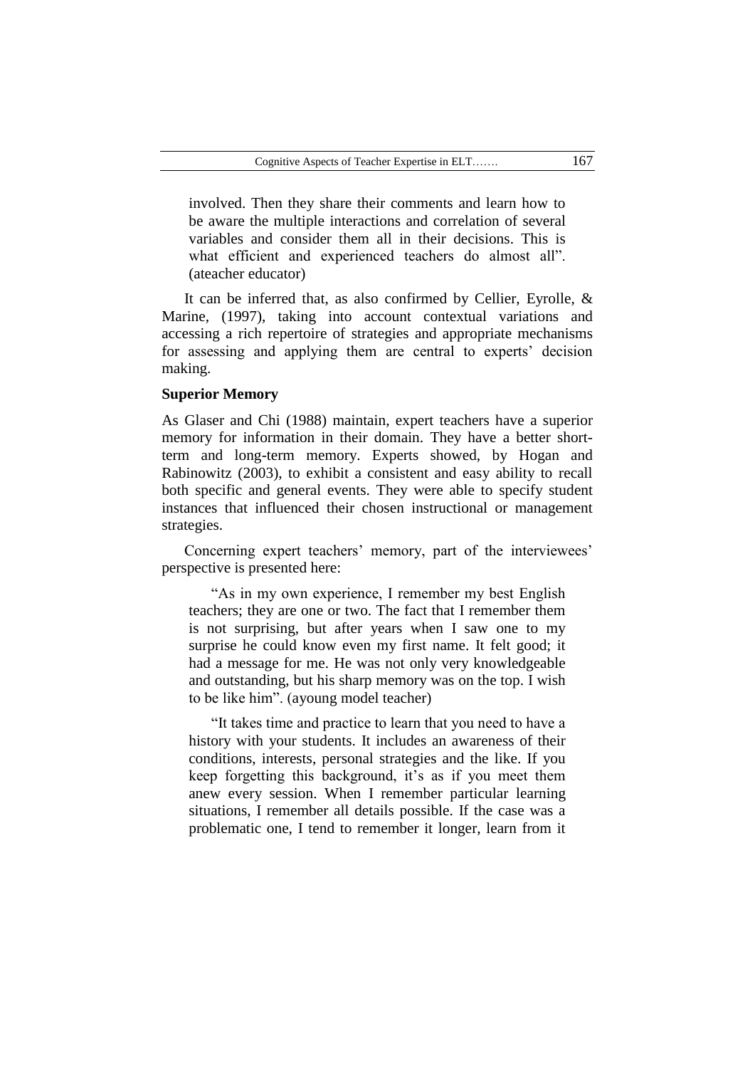involved. Then they share their comments and learn how to be aware the multiple interactions and correlation of several variables and consider them all in their decisions. This is what efficient and experienced teachers do almost all". (ateacher educator)

It can be inferred that, as also confirmed by Cellier, Eyrolle, & Marine, (1997), taking into account contextual variations and accessing a rich repertoire of strategies and appropriate mechanisms for assessing and applying them are central to experts' decision making.

**Superior Memory**

As Glaser and Chi (1988) maintain, expert teachers have a superior memory for information in their domain. They have a better short-term and long-term memory. Experts showed, by Hogan and Rabinowitz (2003), to exhibit a consistent and easy ability to recall both specific and general events. They were able to specify student instances that influenced their chosen instructional or management strategies.

Concerning expert teachers' memory, part of the interviewees' perspective is presented here:

> "As in my own experience, I remember my best English teachers; they are one or two. The fact that I remember them is not surprising, but after years when I saw one to my surprise he could know even my first name. It felt good; it had a message for me. He was not only very knowledgeable and outstanding, but his sharp memory was on the top. I wish to be like him". (ayoung model teacher)

> "It takes time and practice to learn that you need to have a history with your students. It includes an awareness of their conditions, interests, personal strategies and the like. If you keep forgetting this background, it's as if you meet them anew every session. When I remember particular learning situations, I remember all details possible. If the case was a problematic one, I tend to remember it longer, learn from it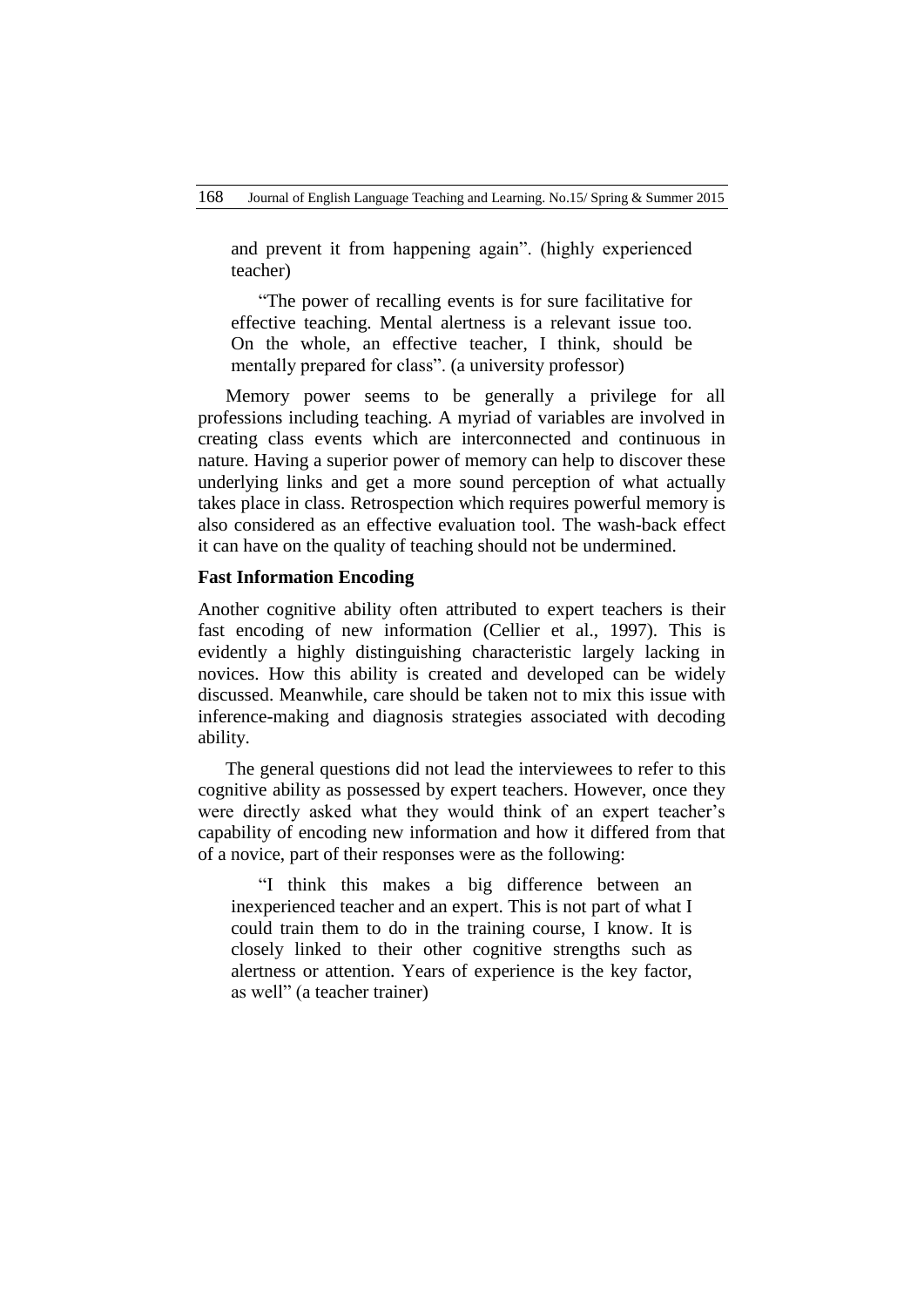and prevent it from happening again". (highly experienced teacher)

> "The power of recalling events is for sure facilitative for effective teaching. Mental alertness is a relevant issue too. On the whole, an effective teacher, I think, should be mentally prepared for class". (a university professor)

Memory power seems to be generally a privilege for all professions including teaching. A myriad of variables are involved in creating class events which are interconnected and continuous in nature. Having a superior power of memory can help to discover these underlying links and get a more sound perception of what actually takes place in class. Retrospection which requires powerful memory is also considered as an effective evaluation tool. The wash-back effect it can have on the quality of teaching should not be undermined.

### Fast Information Encoding

Another cognitive ability often attributed to expert teachers is their fast encoding of new information (Cellier et al., 1997). This is evidently a highly distinguishing characteristic largely lacking in novices. How this ability is created and developed can be widely discussed. Meanwhile, care should be taken not to mix this issue with inference-making and diagnosis strategies associated with decoding ability.

The general questions did not lead the interviewees to refer to this cognitive ability as possessed by expert teachers. However, once they were directly asked what they would think of an expert teacher's capability of encoding new information and how it differed from that of a novice, part of their responses were as the following:

> "I think this makes a big difference between an inexperienced teacher and an expert. This is not part of what I could train them to do in the training course, I know. It is closely linked to their other cognitive strengths such as alertness or attention. Years of experience is the key factor, as well" (a teacher trainer)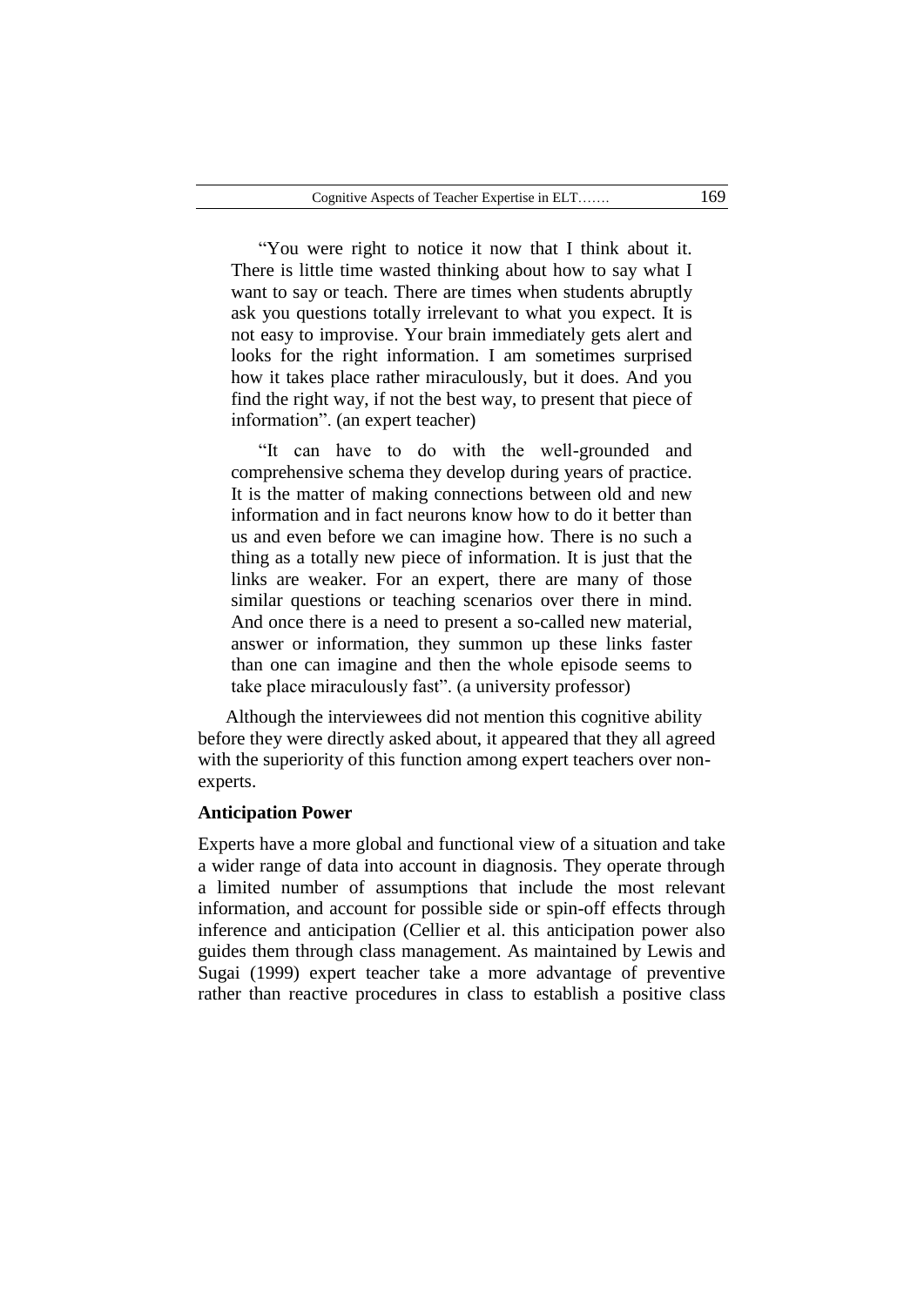"You were right to notice it now that I think about it. There is little time wasted thinking about how to say what I want to say or teach. There are times when students abruptly ask you questions totally irrelevant to what you expect. It is not easy to improvise. Your brain immediately gets alert and looks for the right information. I am sometimes surprised how it takes place rather miraculously, but it does. And you find the right way, if not the best way, to present that piece of information". (an expert teacher)

"It can have to do with the well-grounded and comprehensive schema they develop during years of practice. It is the matter of making connections between old and new information and in fact neurons know how to do it better than us and even before we can imagine how. There is no such a thing as a totally new piece of information. It is just that the links are weaker. For an expert, there are many of those similar questions or teaching scenarios over there in mind. And once there is a need to present a so-called new material, answer or information, they summon up these links faster than one can imagine and then the whole episode seems to take place miraculously fast". (a university professor)

Although the interviewees did not mention this cognitive ability before they were directly asked about, it appeared that they all agreed with the superiority of this function among expert teachers over non-experts.

**Anticipation Power**

Experts have a more global and functional view of a situation and take a wider range of data into account in diagnosis. They operate through a limited number of assumptions that include the most relevant information, and account for possible side or spin-off effects through inference and anticipation (Cellier et al. this anticipation power also guides them through class management. As maintained by Lewis and Sugai (1999) expert teacher take a more advantage of preventive rather than reactive procedures in class to establish a positive class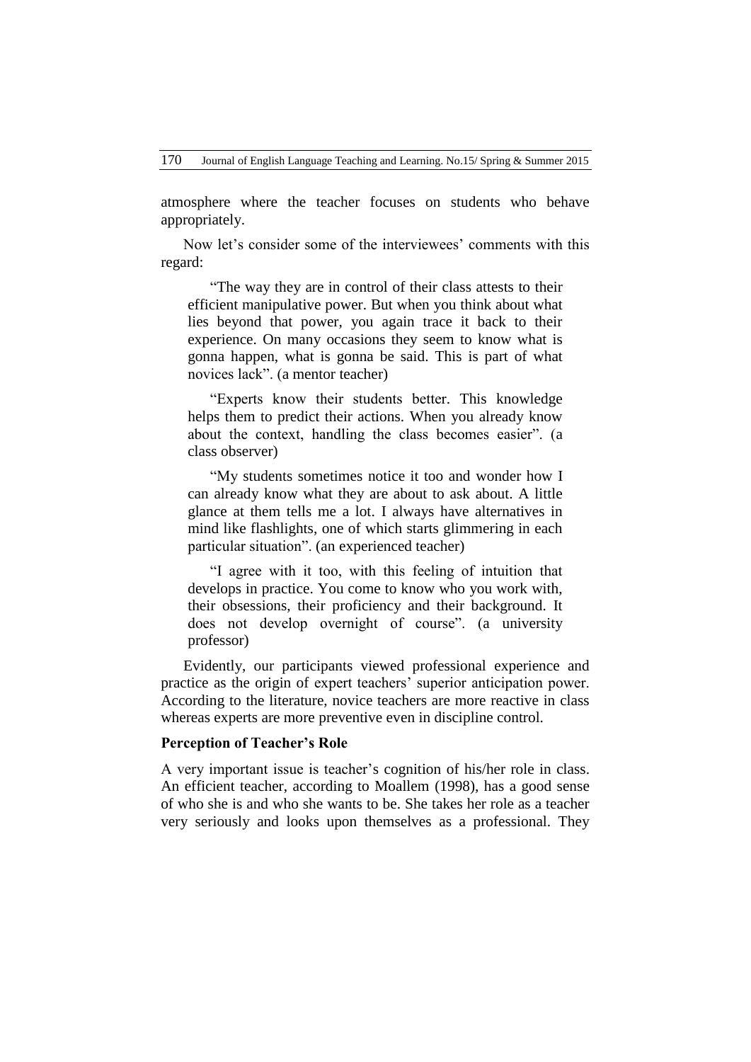atmosphere where the teacher focuses on students who behave appropriately.

Now let's consider some of the interviewees' comments with this regard:

> "The way they are in control of their class attests to their efficient manipulative power. But when you think about what lies beyond that power, you again trace it back to their experience. On many occasions they seem to know what is gonna happen, what is gonna be said. This is part of what novices lack". (a mentor teacher)

> "Experts know their students better. This knowledge helps them to predict their actions. When you already know about the context, handling the class becomes easier". (a class observer)

> "My students sometimes notice it too and wonder how I can already know what they are about to ask about. A little glance at them tells me a lot. I always have alternatives in mind like flashlights, one of which starts glimmering in each particular situation". (an experienced teacher)

> "I agree with it too, with this feeling of intuition that develops in practice. You come to know who you work with, their obsessions, their proficiency and their background. It does not develop overnight of course". (a university professor)

Evidently, our participants viewed professional experience and practice as the origin of expert teachers' superior anticipation power. According to the literature, novice teachers are more reactive in class whereas experts are more preventive even in discipline control.

**Perception of Teacher's Role**

A very important issue is teacher's cognition of his/her role in class. An efficient teacher, according to Moallem (1998), has a good sense of who she is and who she wants to be. She takes her role as a teacher very seriously and looks upon themselves as a professional. They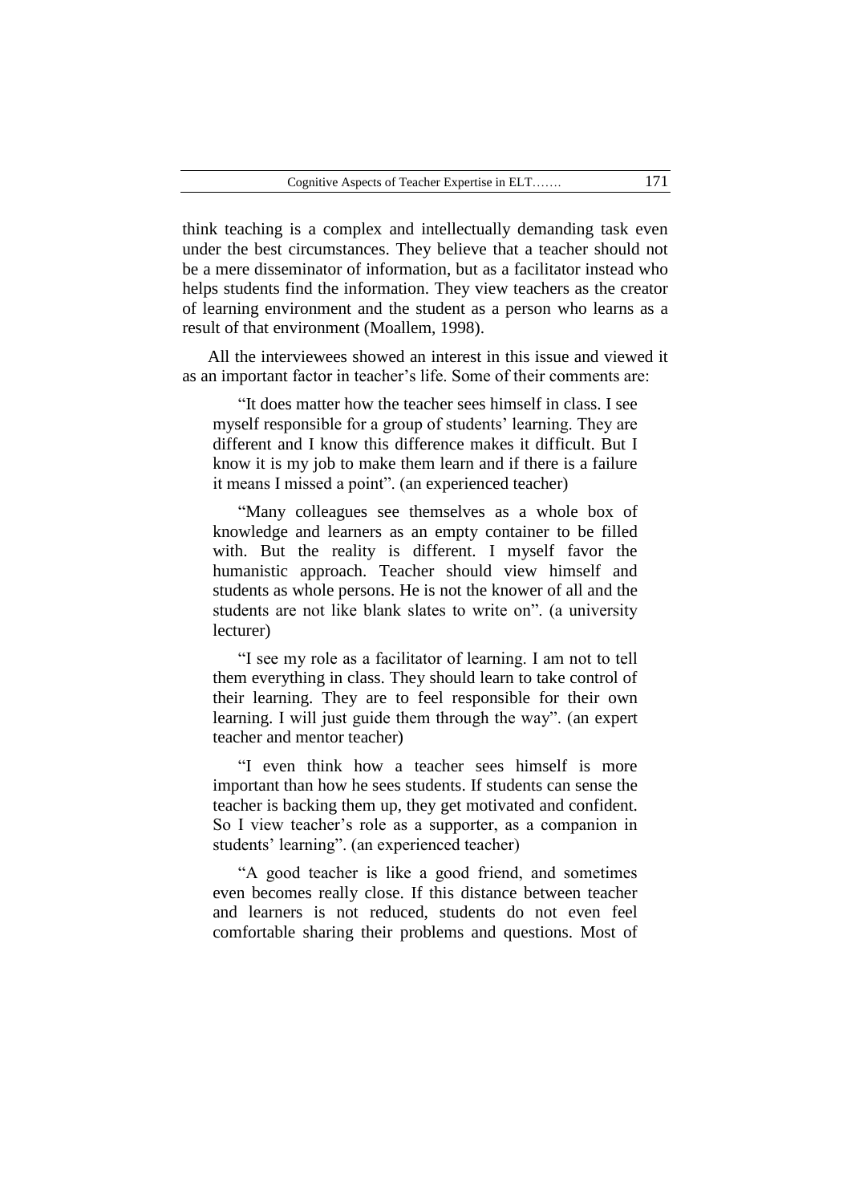think teaching is a complex and intellectually demanding task even under the best circumstances. They believe that a teacher should not be a mere disseminator of information, but as a facilitator instead who helps students find the information. They view teachers as the creator of learning environment and the student as a person who learns as a result of that environment (Moallem, 1998).

All the interviewees showed an interest in this issue and viewed it as an important factor in teacher's life. Some of their comments are:

> "It does matter how the teacher sees himself in class. I see myself responsible for a group of students' learning. They are different and I know this difference makes it difficult. But I know it is my job to make them learn and if there is a failure it means I missed a point". (an experienced teacher)

> "Many colleagues see themselves as a whole box of knowledge and learners as an empty container to be filled with. But the reality is different. I myself favor the humanistic approach. Teacher should view himself and students as whole persons. He is not the knower of all and the students are not like blank slates to write on". (a university lecturer)

> "I see my role as a facilitator of learning. I am not to tell them everything in class. They should learn to take control of their learning. They are to feel responsible for their own learning. I will just guide them through the way". (an expert teacher and mentor teacher)

> "I even think how a teacher sees himself is more important than how he sees students. If students can sense the teacher is backing them up, they get motivated and confident. So I view teacher's role as a supporter, as a companion in students' learning". (an experienced teacher)

> "A good teacher is like a good friend, and sometimes even becomes really close. If this distance between teacher and learners is not reduced, students do not even feel comfortable sharing their problems and questions. Most of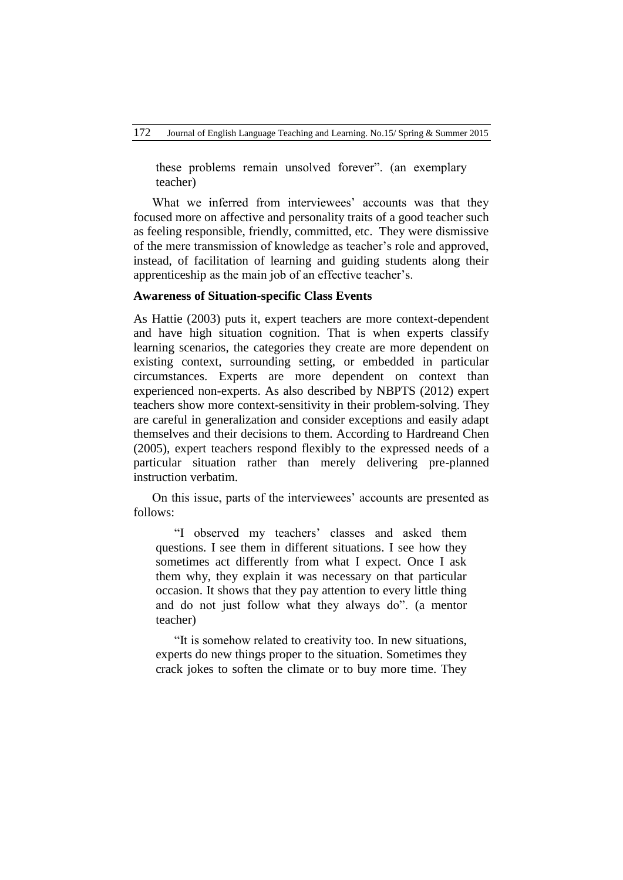these problems remain unsolved forever". (an exemplary teacher)

What we inferred from interviewees' accounts was that they focused more on affective and personality traits of a good teacher such as feeling responsible, friendly, committed, etc. They were dismissive of the mere transmission of knowledge as teacher's role and approved, instead, of facilitation of learning and guiding students along their apprenticeship as the main job of an effective teacher's.

**Awareness of Situation-specific Class Events**

As Hattie (2003) puts it, expert teachers are more context-dependent and have high situation cognition. That is when experts classify learning scenarios, the categories they create are more dependent on existing context, surrounding setting, or embedded in particular circumstances. Experts are more dependent on context than experienced non-experts. As also described by NBPTS (2012) expert teachers show more context-sensitivity in their problem-solving. They are careful in generalization and consider exceptions and easily adapt themselves and their decisions to them. According to Hardreand Chen (2005), expert teachers respond flexibly to the expressed needs of a particular situation rather than merely delivering pre-planned instruction verbatim.

On this issue, parts of the interviewees' accounts are presented as follows:

"I observed my teachers' classes and asked them questions. I see them in different situations. I see how they sometimes act differently from what I expect. Once I ask them why, they explain it was necessary on that particular occasion. It shows that they pay attention to every little thing and do not just follow what they always do". (a mentor teacher)

"It is somehow related to creativity too. In new situations, experts do new things proper to the situation. Sometimes they crack jokes to soften the climate or to buy more time. They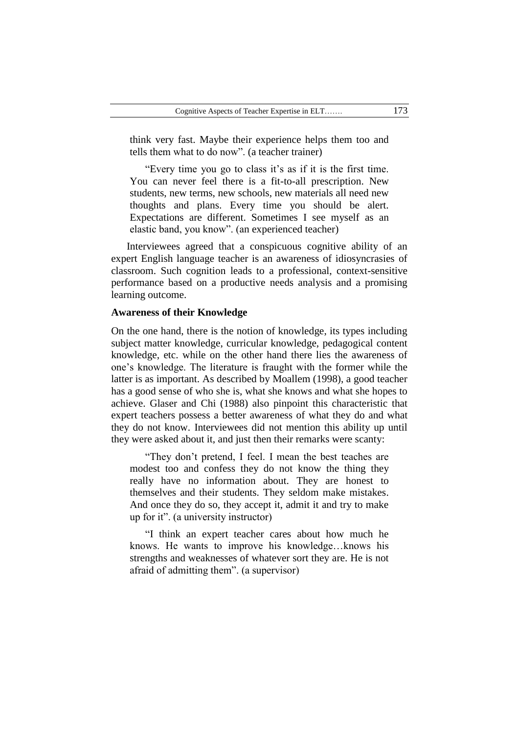think very fast. Maybe their experience helps them too and tells them what to do now". (a teacher trainer)

> "Every time you go to class it's as if it is the first time. You can never feel there is a fit-to-all prescription. New students, new terms, new schools, new materials all need new thoughts and plans. Every time you should be alert. Expectations are different. Sometimes I see myself as an elastic band, you know". (an experienced teacher)

Interviewees agreed that a conspicuous cognitive ability of an expert English language teacher is an awareness of idiosyncrasies of classroom. Such cognition leads to a professional, context-sensitive performance based on a productive needs analysis and a promising learning outcome.

**Awareness of their Knowledge**

On the one hand, there is the notion of knowledge, its types including subject matter knowledge, curricular knowledge, pedagogical content knowledge, etc. while on the other hand there lies the awareness of one's knowledge. The literature is fraught with the former while the latter is as important. As described by Moallem (1998), a good teacher has a good sense of who she is, what she knows and what she hopes to achieve. Glaser and Chi (1988) also pinpoint this characteristic that expert teachers possess a better awareness of what they do and what they do not know. Interviewees did not mention this ability up until they were asked about it, and just then their remarks were scanty:

> "They don't pretend, I feel. I mean the best teaches are modest too and confess they do not know the thing they really have no information about. They are honest to themselves and their students. They seldom make mistakes. And once they do so, they accept it, admit it and try to make up for it". (a university instructor)

> "I think an expert teacher cares about how much he knows. He wants to improve his knowledge…knows his strengths and weaknesses of whatever sort they are. He is not afraid of admitting them". (a supervisor)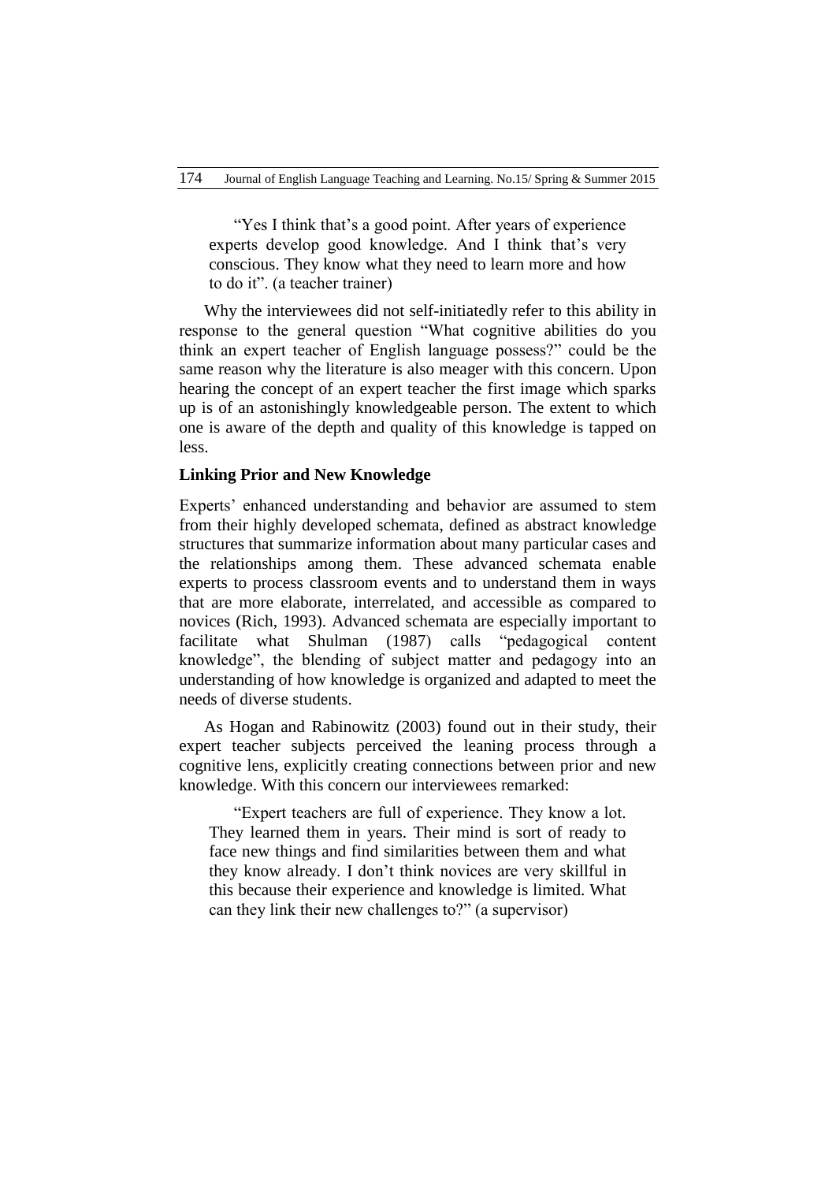> "Yes I think that's a good point. After years of experience experts develop good knowledge. And I think that's very conscious. They know what they need to learn more and how to do it". (a teacher trainer)

Why the interviewees did not self-initiatedly refer to this ability in response to the general question "What cognitive abilities do you think an expert teacher of English language possess?" could be the same reason why the literature is also meager with this concern. Upon hearing the concept of an expert teacher the first image which sparks up is of an astonishingly knowledgeable person. The extent to which one is aware of the depth and quality of this knowledge is tapped on less.

**Linking Prior and New Knowledge**

Experts' enhanced understanding and behavior are assumed to stem from their highly developed schemata, defined as abstract knowledge structures that summarize information about many particular cases and the relationships among them. These advanced schemata enable experts to process classroom events and to understand them in ways that are more elaborate, interrelated, and accessible as compared to novices (Rich, 1993). Advanced schemata are especially important to facilitate what Shulman (1987) calls "pedagogical content knowledge", the blending of subject matter and pedagogy into an understanding of how knowledge is organized and adapted to meet the needs of diverse students.

As Hogan and Rabinowitz (2003) found out in their study, their expert teacher subjects perceived the leaning process through a cognitive lens, explicitly creating connections between prior and new knowledge. With this concern our interviewees remarked:

> "Expert teachers are full of experience. They know a lot. They learned them in years. Their mind is sort of ready to face new things and find similarities between them and what they know already. I don't think novices are very skillful in this because their experience and knowledge is limited. What can they link their new challenges to?" (a supervisor)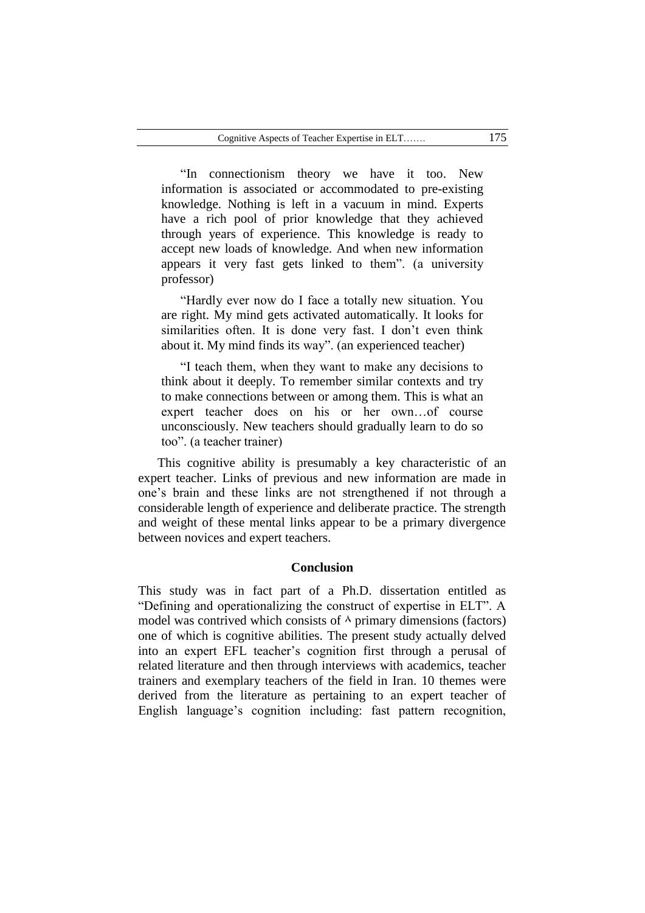> "In connectionism theory we have it too. New information is associated or accommodated to pre-existing knowledge. Nothing is left in a vacuum in mind. Experts have a rich pool of prior knowledge that they achieved through years of experience. This knowledge is ready to accept new loads of knowledge. And when new information appears it very fast gets linked to them". (a university professor)

> "Hardly ever now do I face a totally new situation. You are right. My mind gets activated automatically. It looks for similarities often. It is done very fast. I don't even think about it. My mind finds its way". (an experienced teacher)

> "I teach them, when they want to make any decisions to think about it deeply. To remember similar contexts and try to make connections between or among them. This is what an expert teacher does on his or her own…of course unconsciously. New teachers should gradually learn to do so too". (a teacher trainer)

This cognitive ability is presumably a key characteristic of an expert teacher. Links of previous and new information are made in one's brain and these links are not strengthened if not through a considerable length of experience and deliberate practice. The strength and weight of these mental links appear to be a primary divergence between novices and expert teachers.

## Conclusion

This study was in fact part of a Ph.D. dissertation entitled as "Defining and operationalizing the construct of expertise in ELT". A model was contrived which consists of ۸ primary dimensions (factors) one of which is cognitive abilities. The present study actually delved into an expert EFL teacher's cognition first through a perusal of related literature and then through interviews with academics, teacher trainers and exemplary teachers of the field in Iran. 10 themes were derived from the literature as pertaining to an expert teacher of English language's cognition including: fast pattern recognition,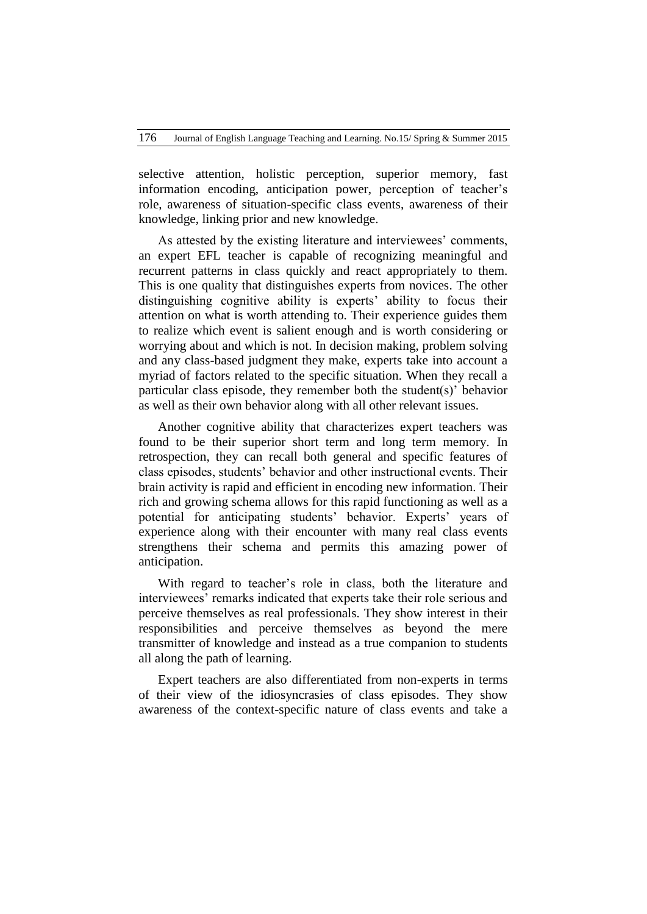selective attention, holistic perception, superior memory, fast information encoding, anticipation power, perception of teacher's role, awareness of situation-specific class events, awareness of their knowledge, linking prior and new knowledge.

As attested by the existing literature and interviewees' comments, an expert EFL teacher is capable of recognizing meaningful and recurrent patterns in class quickly and react appropriately to them. This is one quality that distinguishes experts from novices. The other distinguishing cognitive ability is experts' ability to focus their attention on what is worth attending to. Their experience guides them to realize which event is salient enough and is worth considering or worrying about and which is not. In decision making, problem solving and any class-based judgment they make, experts take into account a myriad of factors related to the specific situation. When they recall a particular class episode, they remember both the student(s)' behavior as well as their own behavior along with all other relevant issues.

Another cognitive ability that characterizes expert teachers was found to be their superior short term and long term memory. In retrospection, they can recall both general and specific features of class episodes, students' behavior and other instructional events. Their brain activity is rapid and efficient in encoding new information. Their rich and growing schema allows for this rapid functioning as well as a potential for anticipating students' behavior. Experts' years of experience along with their encounter with many real class events strengthens their schema and permits this amazing power of anticipation.

With regard to teacher's role in class, both the literature and interviewees' remarks indicated that experts take their role serious and perceive themselves as real professionals. They show interest in their responsibilities and perceive themselves as beyond the mere transmitter of knowledge and instead as a true companion to students all along the path of learning.

Expert teachers are also differentiated from non-experts in terms of their view of the idiosyncrasies of class episodes. They show awareness of the context-specific nature of class events and take a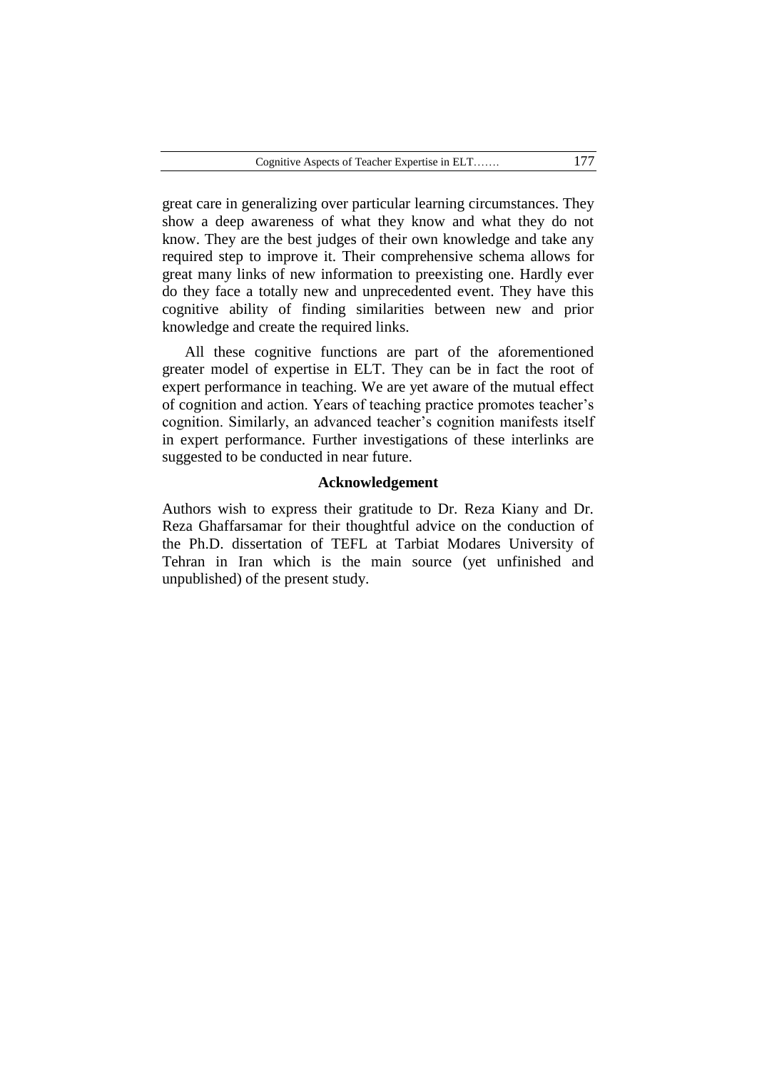great care in generalizing over particular learning circumstances. They show a deep awareness of what they know and what they do not know. They are the best judges of their own knowledge and take any required step to improve it. Their comprehensive schema allows for great many links of new information to preexisting one. Hardly ever do they face a totally new and unprecedented event. They have this cognitive ability of finding similarities between new and prior knowledge and create the required links.

All these cognitive functions are part of the aforementioned greater model of expertise in ELT. They can be in fact the root of expert performance in teaching. We are yet aware of the mutual effect of cognition and action. Years of teaching practice promotes teacher's cognition. Similarly, an advanced teacher's cognition manifests itself in expert performance. Further investigations of these interlinks are suggested to be conducted in near future.

## Acknowledgement

Authors wish to express their gratitude to Dr. Reza Kiany and Dr. Reza Ghaffarsamar for their thoughtful advice on the conduction of the Ph.D. dissertation of TEFL at Tarbiat Modares University of Tehran in Iran which is the main source (yet unfinished and unpublished) of the present study.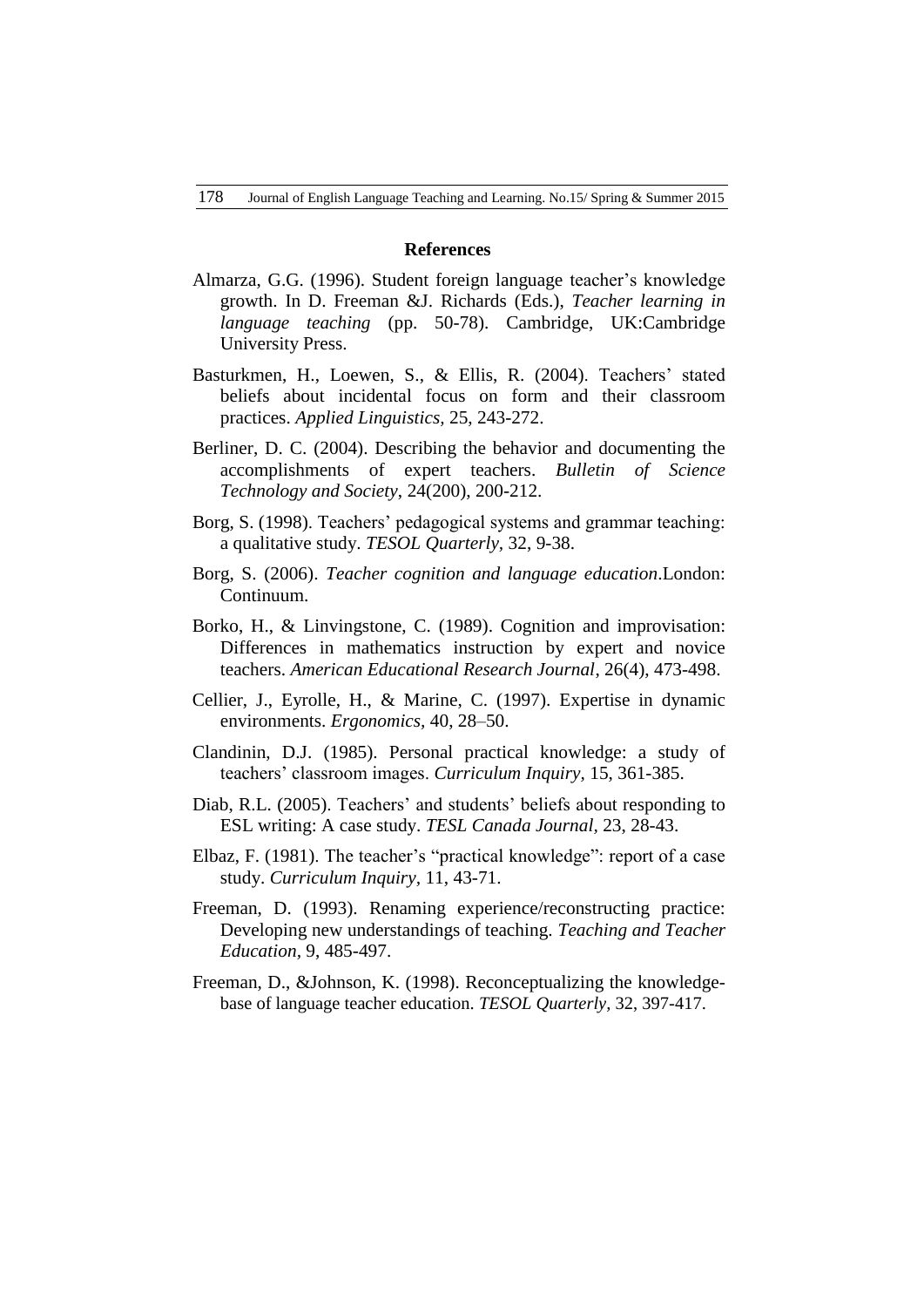## References

Almarza, G.G. (1996). Student foreign language teacher's knowledge growth. In D. Freeman &J. Richards (Eds.), *Teacher learning in language teaching* (pp. 50-78). Cambridge, UK:Cambridge University Press.

Basturkmen, H., Loewen, S., & Ellis, R. (2004). Teachers' stated beliefs about incidental focus on form and their classroom practices. *Applied Linguistics,* 25, 243-272.

Berliner, D. C. (2004). Describing the behavior and documenting the accomplishments of expert teachers. *Bulletin of Science Technology and Society*, 24(200), 200-212.

Borg, S. (1998). Teachers' pedagogical systems and grammar teaching: a qualitative study. *TESOL Quarterly*, 32, 9-38.

Borg, S. (2006). *Teacher cognition and language education*.London: Continuum.

Borko, H., & Linvingstone, C. (1989). Cognition and improvisation: Differences in mathematics instruction by expert and novice teachers. *American Educational Research Journal*, 26(4), 473-498.

Cellier, J., Eyrolle, H., & Marine, C. (1997). Expertise in dynamic environments. *Ergonomics*, 40, 28–50.

Clandinin, D.J. (1985). Personal practical knowledge: a study of teachers' classroom images. *Curriculum Inquiry,* 15, 361-385.

Diab, R.L. (2005). Teachers' and students' beliefs about responding to ESL writing: A case study. *TESL Canada Journal,* 23, 28-43.

Elbaz, F. (1981). The teacher's "practical knowledge": report of a case study. *Curriculum Inquiry,* 11, 43-71.

Freeman, D. (1993). Renaming experience/reconstructing practice: Developing new understandings of teaching. *Teaching and Teacher Education,* 9, 485-497.

Freeman, D., &Johnson, K. (1998). Reconceptualizing the knowledge-base of language teacher education. *TESOL Quarterly*, 32, 397-417.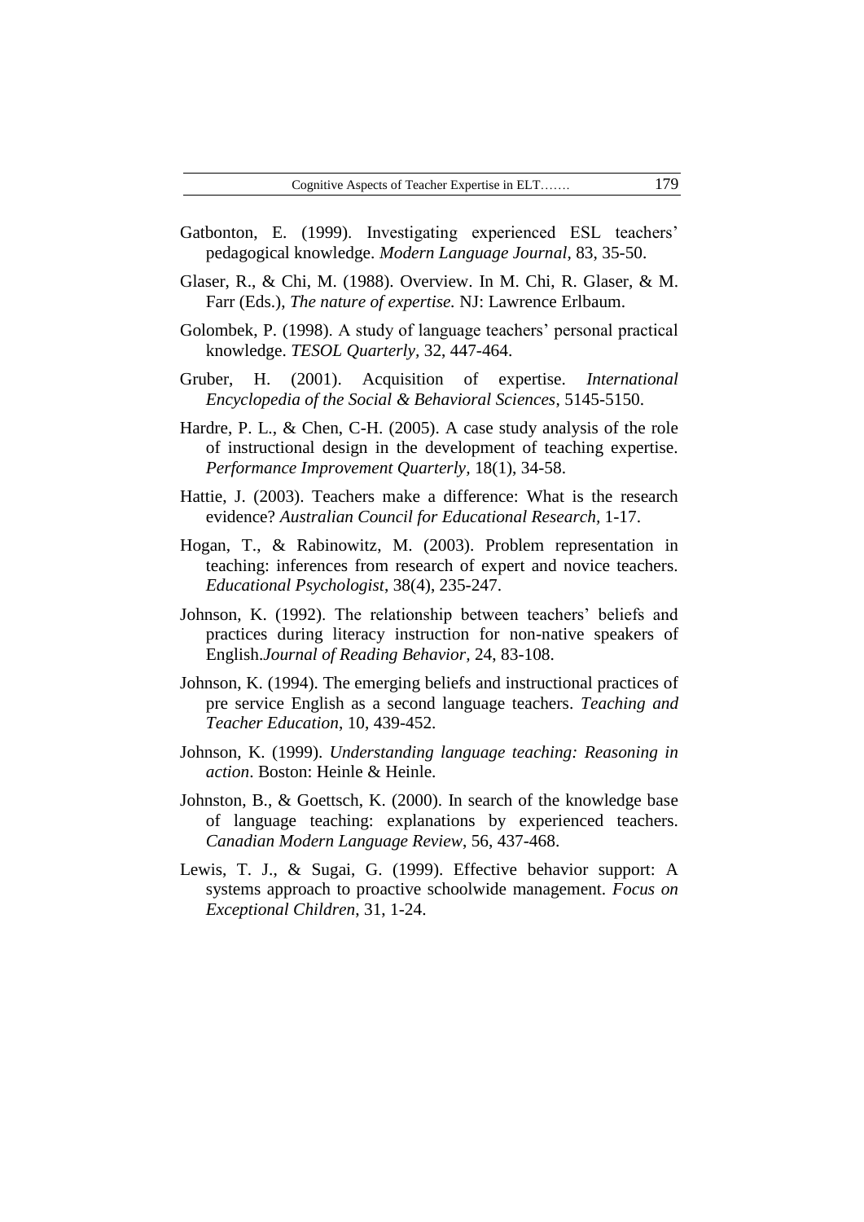Gatbonton, E. (1999). Investigating experienced ESL teachers' pedagogical knowledge. *Modern Language Journal*, 83, 35-50.

Glaser, R., & Chi, M. (1988). Overview. In M. Chi, R. Glaser, & M. Farr (Eds.), *The nature of expertise.* NJ: Lawrence Erlbaum.

Golombek, P. (1998). A study of language teachers' personal practical knowledge. *TESOL Quarterly*, 32, 447-464.

Gruber, H. (2001). Acquisition of expertise. *International Encyclopedia of the Social & Behavioral Sciences*, 5145-5150.

Hardre, P. L., & Chen, C-H. (2005). A case study analysis of the role of instructional design in the development of teaching expertise. *Performance Improvement Quarterly*, 18(1), 34-58.

Hattie, J. (2003). Teachers make a difference: What is the research evidence? *Australian Council for Educational Research,* 1-17.

Hogan, T., & Rabinowitz, M. (2003). Problem representation in teaching: inferences from research of expert and novice teachers. *Educational Psychologist*, 38(4), 235-247.

Johnson, K. (1992). The relationship between teachers' beliefs and practices during literacy instruction for non-native speakers of English.*Journal of Reading Behavior*, 24, 83-108.

Johnson, K. (1994). The emerging beliefs and instructional practices of pre service English as a second language teachers. *Teaching and Teacher Education*, 10, 439-452.

Johnson, K. (1999). *Understanding language teaching: Reasoning in action*. Boston: Heinle & Heinle.

Johnston, B., & Goettsch, K. (2000). In search of the knowledge base of language teaching: explanations by experienced teachers. *Canadian Modern Language Review*, 56, 437-468.

Lewis, T. J., & Sugai, G. (1999). Effective behavior support: A systems approach to proactive schoolwide management. *Focus on Exceptional Children*, 31, 1-24.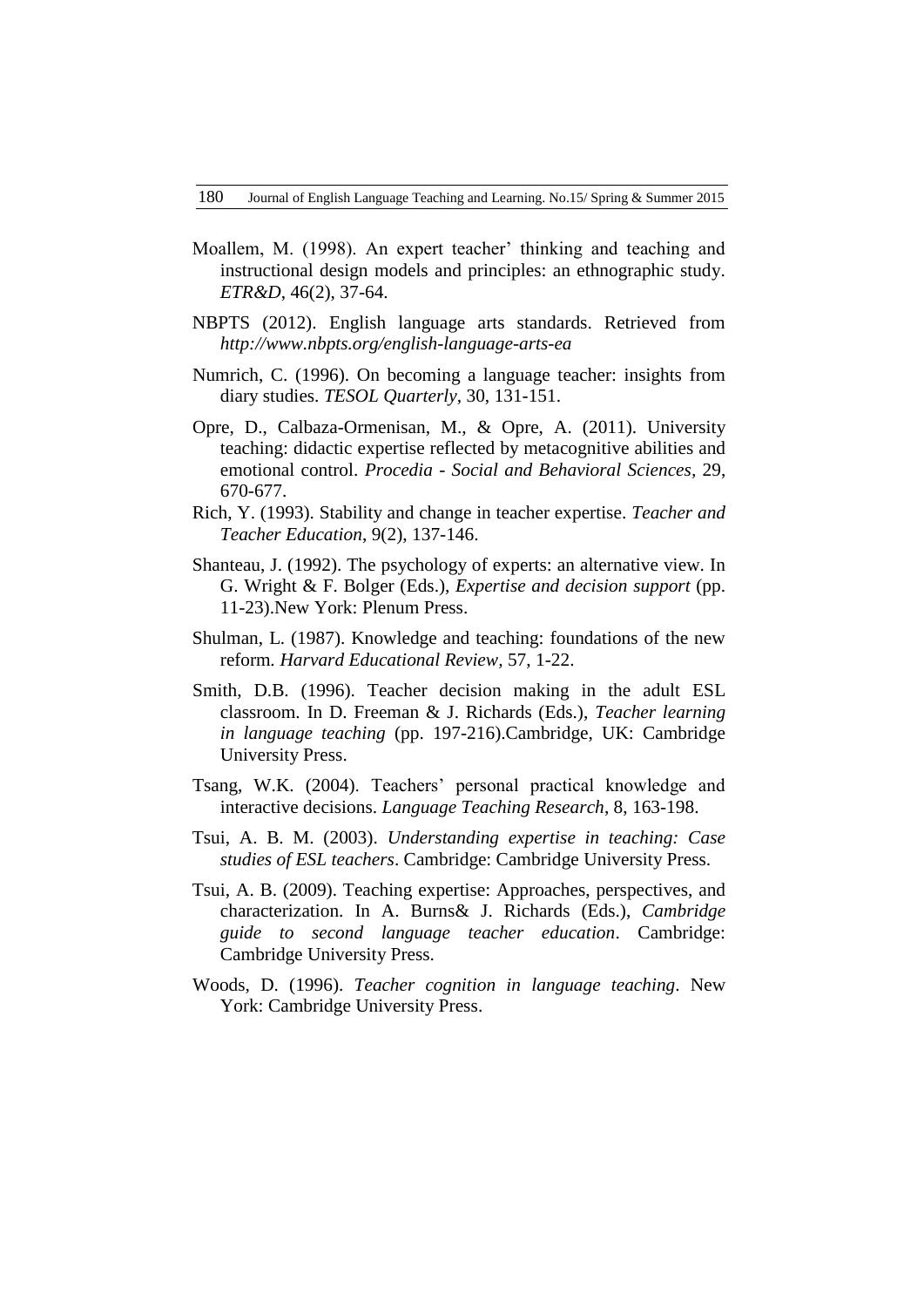Moallem, M. (1998). An expert teacher' thinking and teaching and instructional design models and principles: an ethnographic study. *ETR&D*, 46(2), 37-64.

NBPTS (2012). English language arts standards. Retrieved from *http://www.nbpts.org/english-language-arts-ea*

Numrich, C. (1996). On becoming a language teacher: insights from diary studies. *TESOL Quarterly*, 30, 131-151.

Opre, D., Calbaza-Ormenisan, M., & Opre, A. (2011). University teaching: didactic expertise reflected by metacognitive abilities and emotional control. *Procedia - Social and Behavioral Sciences*, 29, 670-677.

Rich, Y. (1993). Stability and change in teacher expertise. *Teacher and Teacher Education*, 9(2), 137-146.

Shanteau, J. (1992). The psychology of experts: an alternative view. In G. Wright & F. Bolger (Eds.), *Expertise and decision support* (pp. 11-23).New York: Plenum Press.

Shulman, L. (1987). Knowledge and teaching: foundations of the new reform. *Harvard Educational Review,* 57, 1-22.

Smith, D.B. (1996). Teacher decision making in the adult ESL classroom. In D. Freeman & J. Richards (Eds.), *Teacher learning in language teaching* (pp. 197-216).Cambridge, UK: Cambridge University Press.

Tsang, W.K. (2004). Teachers' personal practical knowledge and interactive decisions. *Language Teaching Research*, 8, 163-198.

Tsui, A. B. M. (2003). *Understanding expertise in teaching: Case studies of ESL teachers*. Cambridge: Cambridge University Press.

Tsui, A. B. (2009). Teaching expertise: Approaches, perspectives, and characterization. In A. Burns& J. Richards (Eds.), *Cambridge guide to second language teacher education*. Cambridge: Cambridge University Press.

Woods, D. (1996). *Teacher cognition in language teaching*. New York: Cambridge University Press.